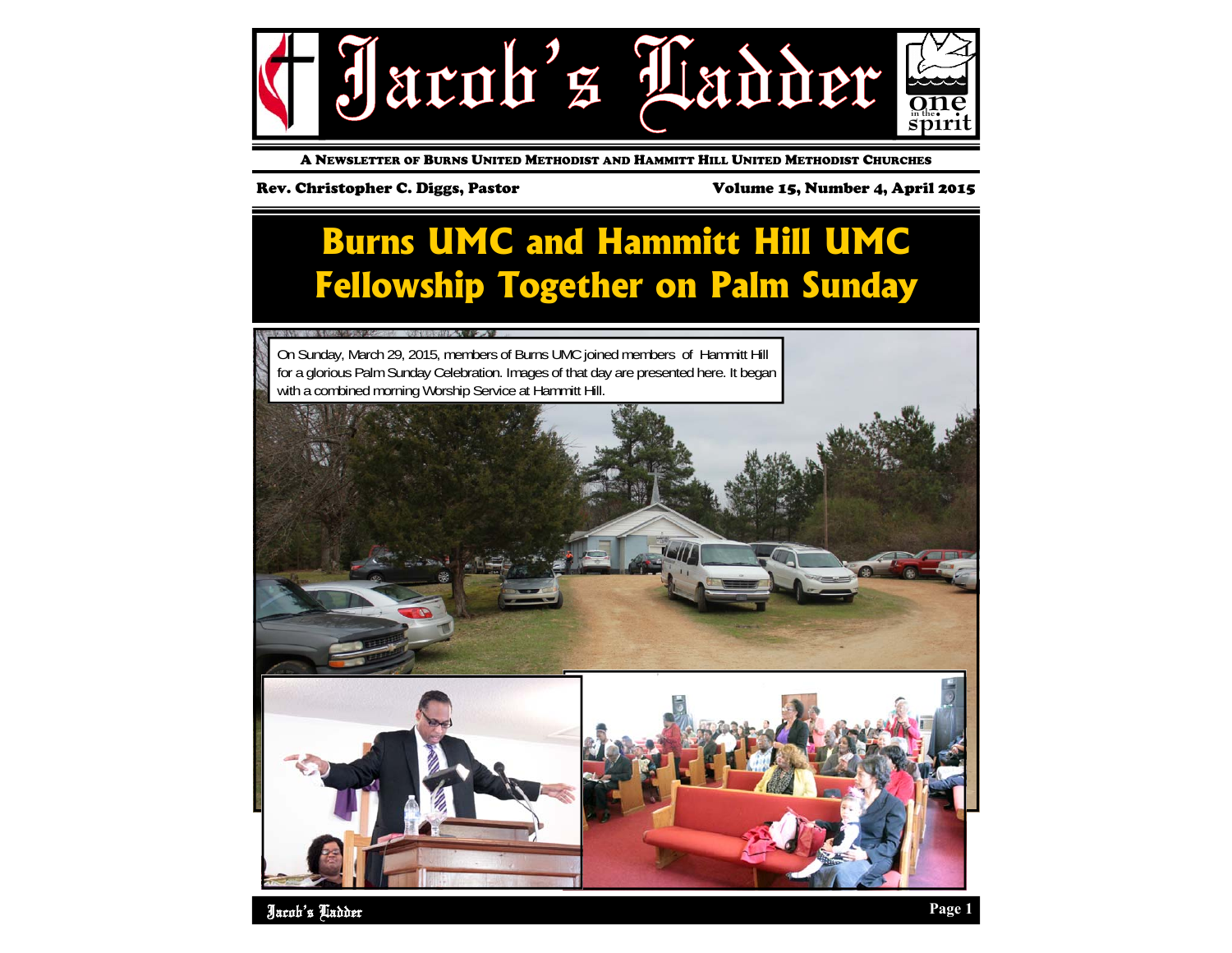# Jacob's Ladder

one in the spirit

A NEWSLETTER OF BURNS UNITED METHODIST AND HAMMITT HILL UNITED METHODIST CHURCHES

**Rev. Christopher C. Diggs, Pastor** — **Volume 15, Number 4, April 2015**

## Burns UMC and Hammitt Hill UMC Fellowship Together on Palm Sunday

On Sunday, March 29, 2015, members of Burns UMC joined members of Hammitt Hill for a glorious Palm Sunday Celebration. Images of that day are presented here. It began with a combined morning Worship Service at Hammitt Hill.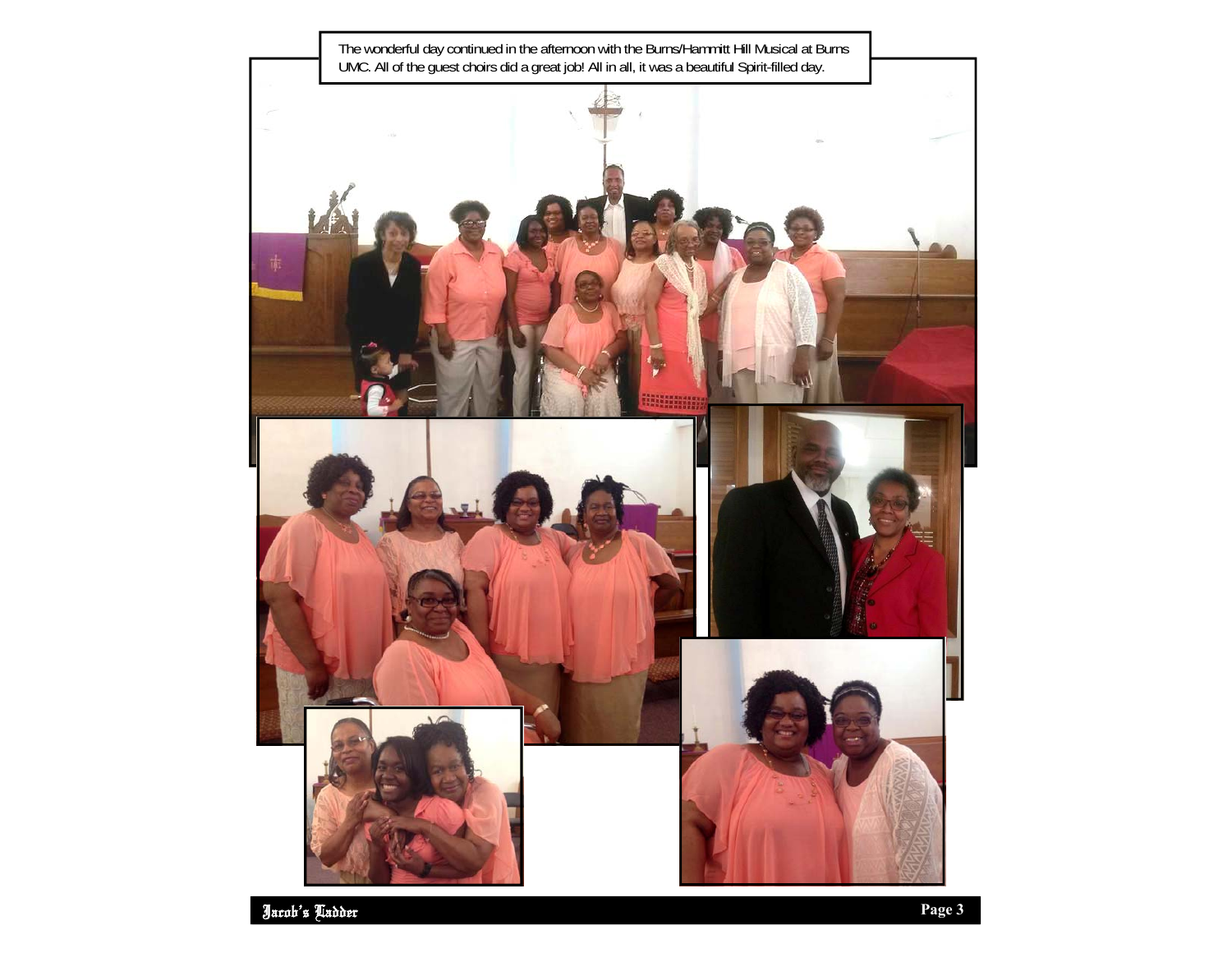The wonderful day continued in the afternoon with the Burns/Hammitt Hill Musical at Burns UMC. All of the guest choirs did a great job! All in all, it was a beautiful Spirit-filled day.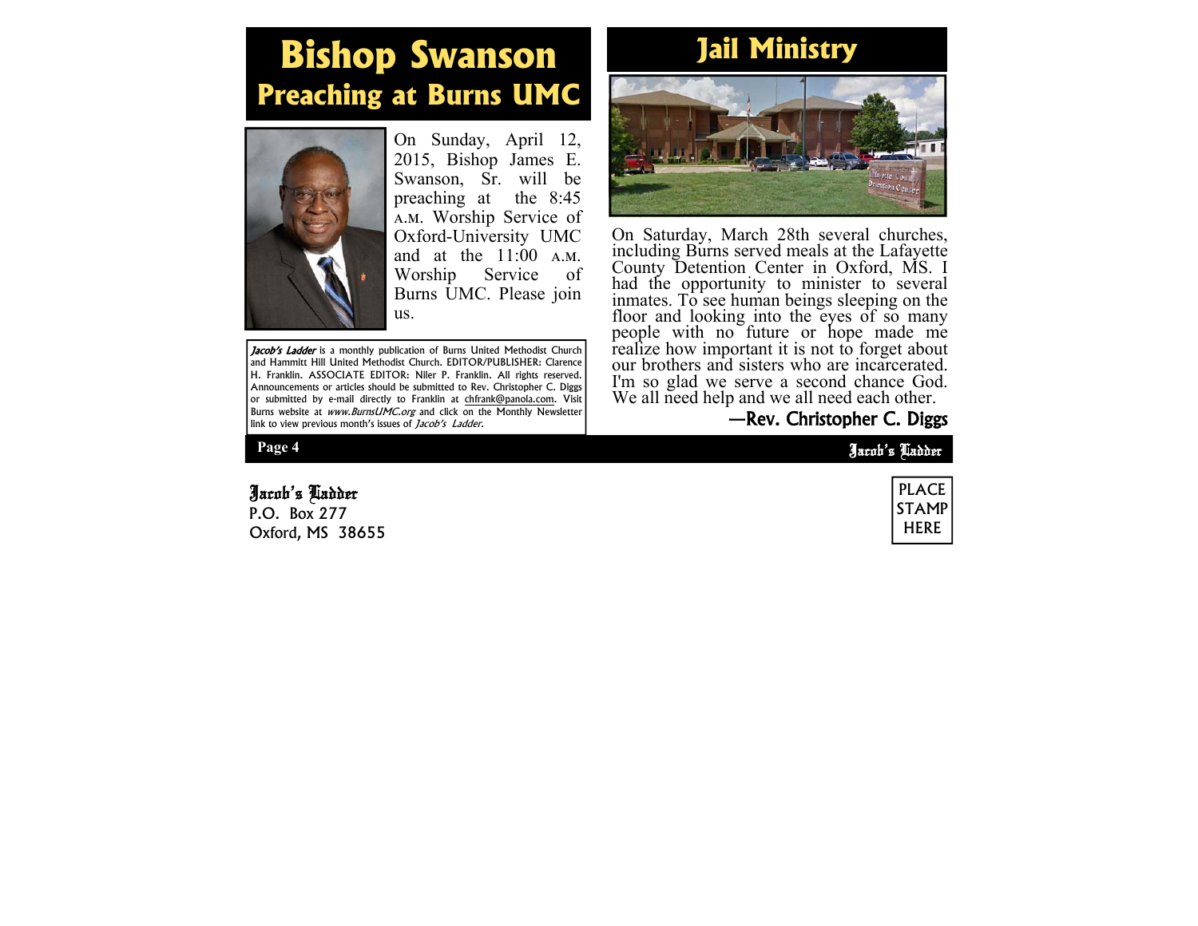# Bishop Swanson Preaching at Burns UMC

On Sunday, April 12, 2015, Bishop James E. Swanson, Sr. will be preaching at the 8:45 A.M. Worship Service of Oxford-University UMC and at the 11:00 A.M. Worship Service of Burns UMC. Please join us.

*Jacob's Ladder* is a monthly publication of Burns United Methodist Church and Hammitt Hill United Methodist Church. EDITOR/PUBLISHER: Clarence H. Franklin. ASSOCIATE EDITOR: Niler P. Franklin. All rights reserved. Announcements or articles should be submitted to Rev. Christopher C. Diggs or submitted by e-mail directly to Franklin at chfrank@panola.com. Visit Burns website at *www.BurnsUMC.org* and click on the Monthly Newsletter link to view previous month's issues of *Jacob's Ladder.*

# Jail Ministry

On Saturday, March 28th several churches, including Burns served meals at the Lafayette County Detention Center in Oxford, MS. I had the opportunity to minister to several inmates. To see human beings sleeping on the floor and looking into the eyes of so many people with no future or hope made me realize how important it is not to forget about our brothers and sisters who are incarcerated. I'm so glad we serve a second chance God. We all need help and we all need each other.

**—Rev. Christopher C. Diggs**

Jacob's Ladder
P.O. Box 277
Oxford, MS 38655

PLACE STAMP HERE